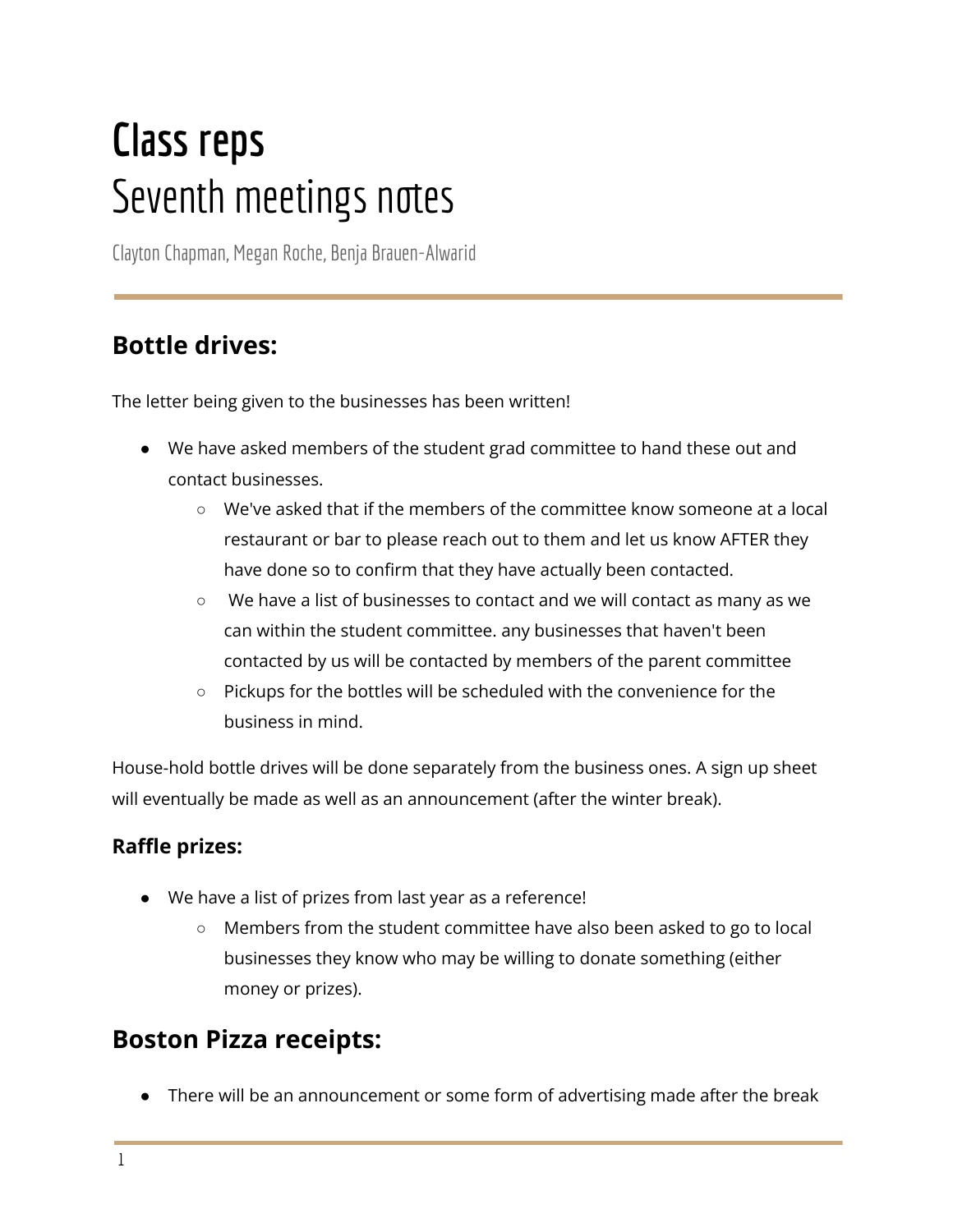# Class reps
# Seventh meetings notes

Clayton Chapman, Megan Roche, Benja Brauen-Alwarid

## Bottle drives:

The letter being given to the businesses has been written!

- We have asked members of the student grad committee to hand these out and contact businesses.
    - We've asked that if the members of the committee know someone at a local restaurant or bar to please reach out to them and let us know AFTER they have done so to confirm that they have actually been contacted.
    - We have a list of businesses to contact and we will contact as many as we can within the student committee. any businesses that haven't been contacted by us will be contacted by members of the parent committee
    - Pickups for the bottles will be scheduled with the convenience for the business in mind.

House-hold bottle drives will be done separately from the business ones. A sign up sheet will eventually be made as well as an announcement (after the winter break).

### Raffle prizes:

- We have a list of prizes from last year as a reference!
    - Members from the student committee have also been asked to go to local businesses they know who may be willing to donate something (either money or prizes).

## Boston Pizza receipts:

- There will be an announcement or some form of advertising made after the break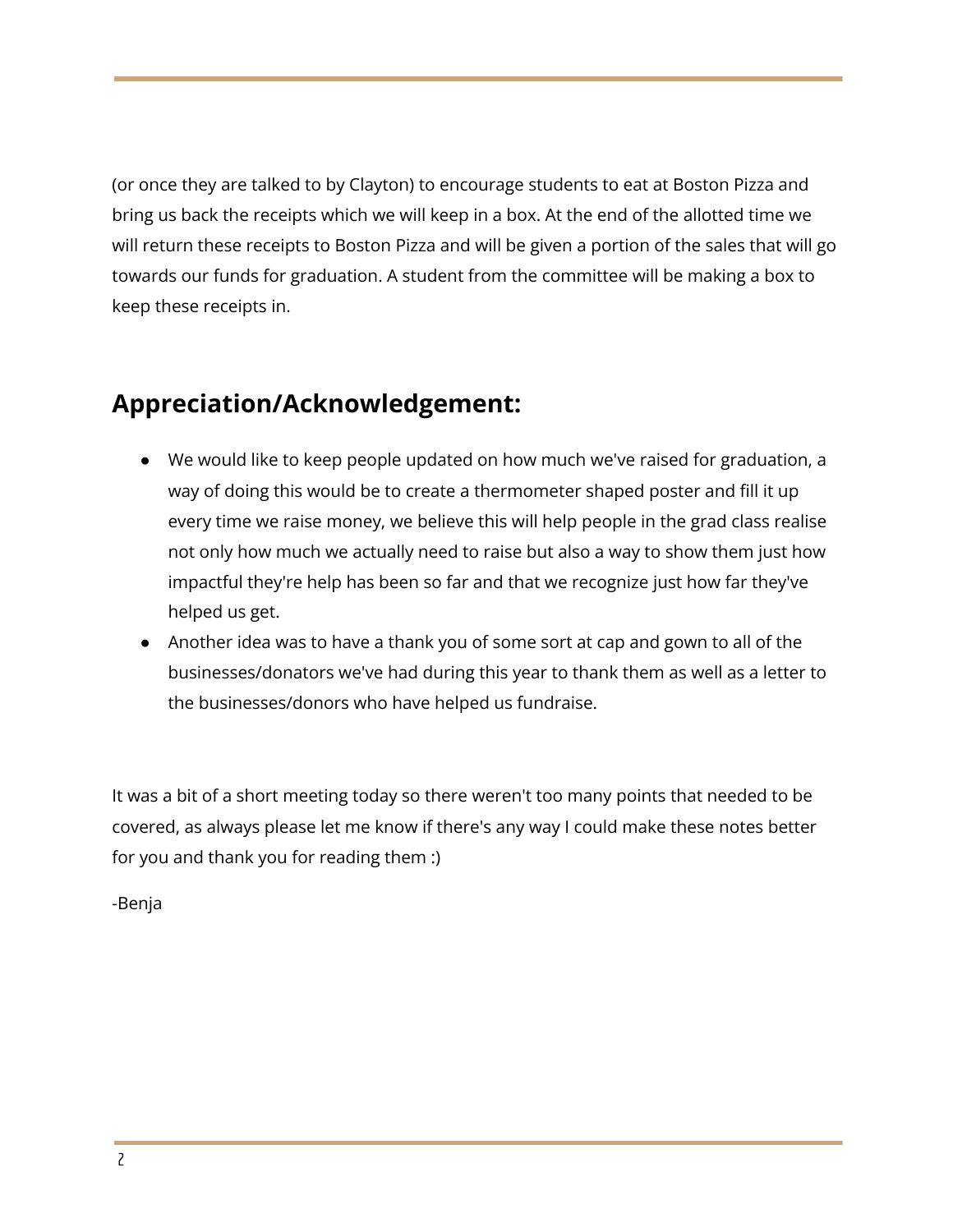(or once they are talked to by Clayton) to encourage students to eat at Boston Pizza and bring us back the receipts which we will keep in a box. At the end of the allotted time we will return these receipts to Boston Pizza and will be given a portion of the sales that will go towards our funds for graduation. A student from the committee will be making a box to keep these receipts in.

## Appreciation/Acknowledgement:

- We would like to keep people updated on how much we've raised for graduation, a way of doing this would be to create a thermometer shaped poster and fill it up every time we raise money, we believe this will help people in the grad class realise not only how much we actually need to raise but also a way to show them just how impactful they're help has been so far and that we recognize just how far they've helped us get.
- Another idea was to have a thank you of some sort at cap and gown to all of the businesses/donators we've had during this year to thank them as well as a letter to the businesses/donors who have helped us fundraise.

It was a bit of a short meeting today so there weren't too many points that needed to be covered, as always please let me know if there's any way I could make these notes better for you and thank you for reading them :)

-Benja